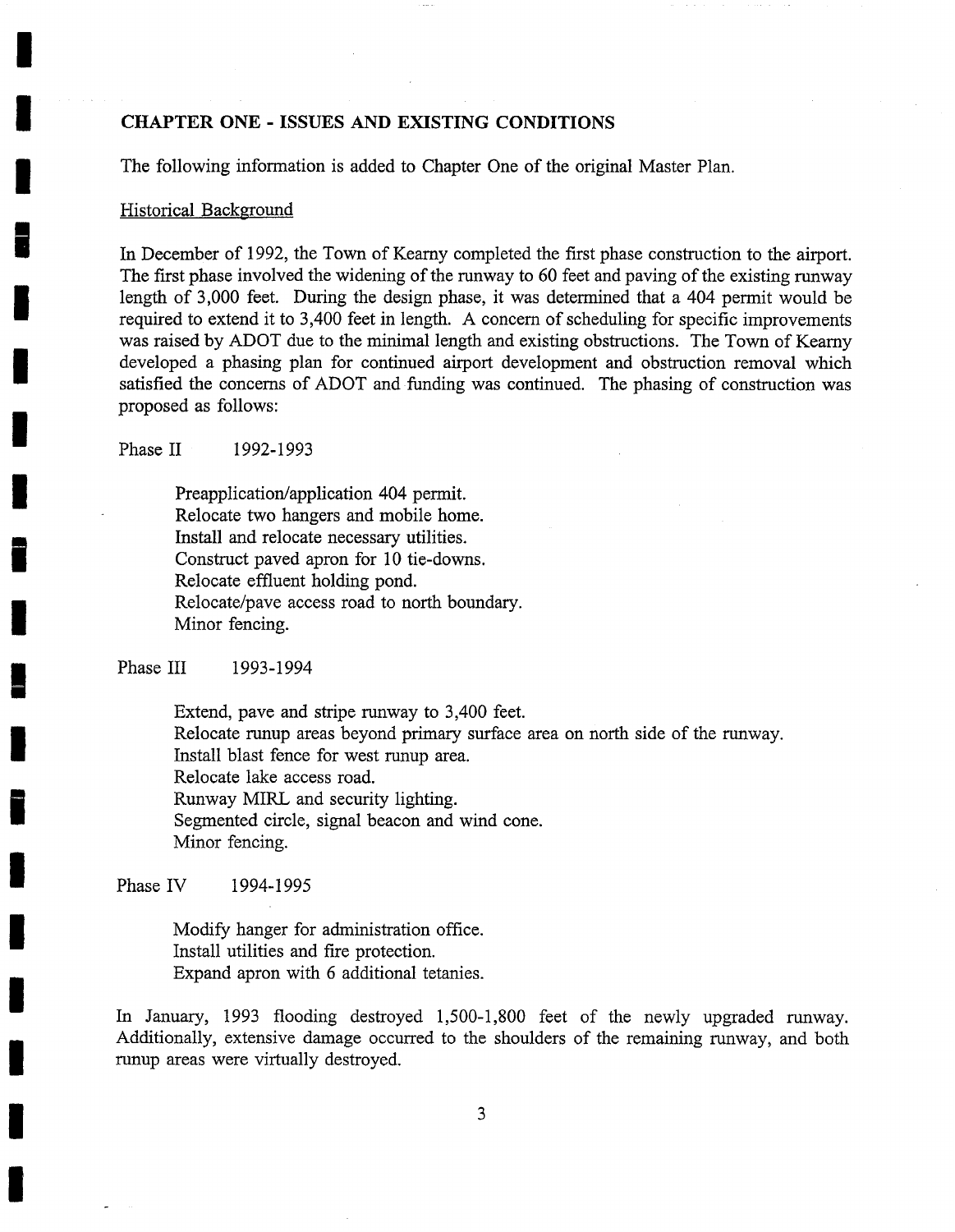## CHAPTER ONE - ISSUES AND EXISTING CONDITIONS

The following information is added to Chapter One of the original Master Plan.

Historical Background

In December of 1992, the Town of Kearny completed the first phase construction to the airport. The first phase involved the widening of the runway to 60 feet and paving of the existing runway length of 3,000 feet. During the design phase, it was determined that a 404 permit would be required to extend it to 3,400 feet in length. A concern of scheduling for specific improvements was raised by ADOT due to the minimal length and existing obstructions. The Town of Kearny developed a phasing plan for continued airport development and obstruction removal which satisfied the concerns of ADOT and funding was continued. The phasing of construction was proposed as follows:

Phase II 1992-1993

- Preapplication/application 404 permit.
- Relocate two hangers and mobile home.
- Install and relocate necessary utilities.
- Construct paved apron for 10 tie-downs.
- Relocate effluent holding pond.
- Relocate/pave access road to north boundary.
- Minor fencing.

Phase III 1993-1994

- Extend, pave and stripe runway to 3,400 feet.
- Relocate runup areas beyond primary surface area on north side of the runway.
- Install blast fence for west runup area.
- Relocate lake access road.
- Runway MIRL and security lighting.
- Segmented circle, signal beacon and wind cone.
- Minor fencing.

Phase IV 1994-1995

- Modify hanger for administration office.
- Install utilities and fire protection.
- Expand apron with 6 additional tetanies.

In January, 1993 flooding destroyed 1,500-1,800 feet of the newly upgraded runway. Additionally, extensive damage occurred to the shoulders of the remaining runway, and both runup areas were virtually destroyed.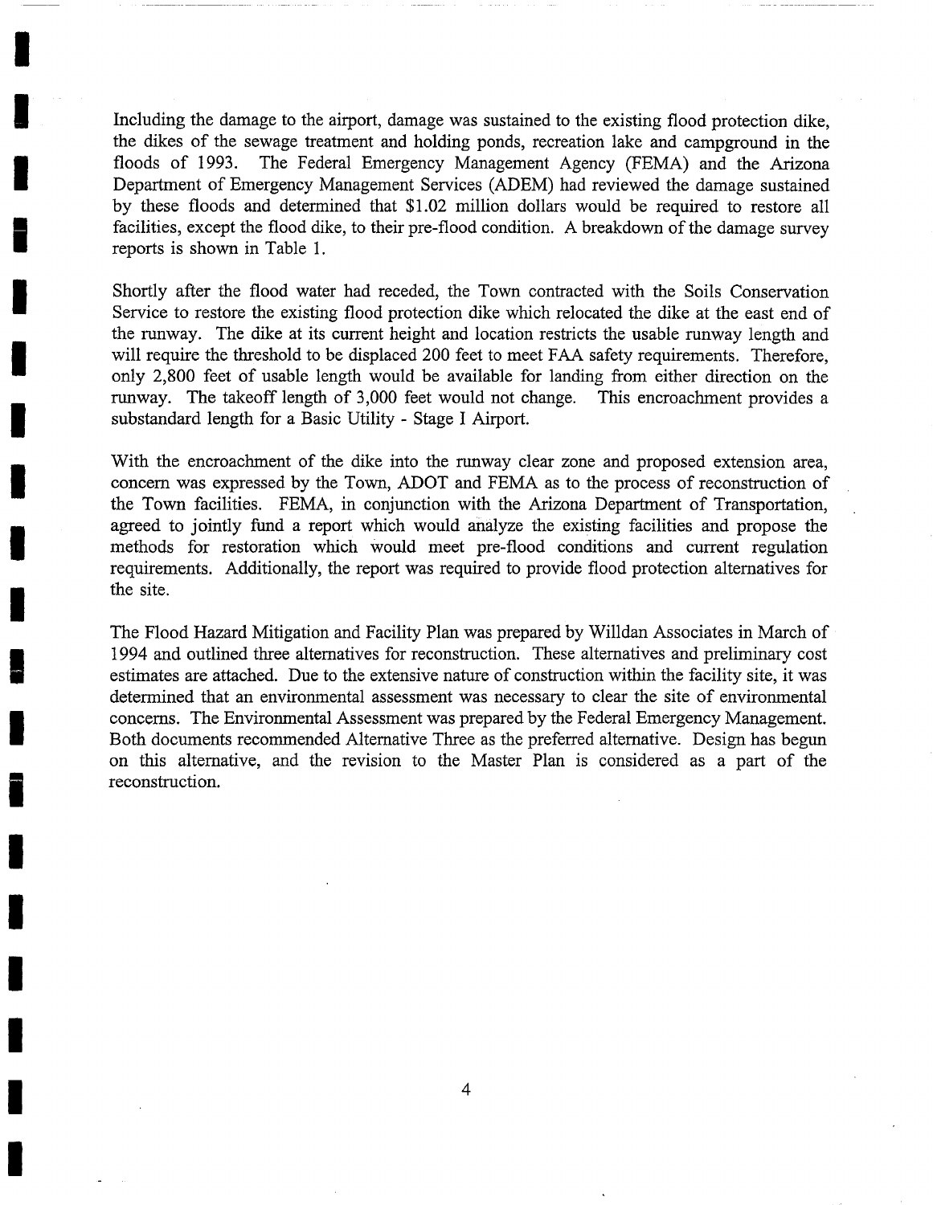Including the damage to the airport, damage was sustained to the existing flood protection dike, the dikes of the sewage treatment and holding ponds, recreation lake and campground in the floods of 1993. The Federal Emergency Management Agency (FEMA) and the Arizona Department of Emergency Management Services (ADEM) had reviewed the damage sustained by these floods and determined that $1.02 million dollars would be required to restore all facilities, except the flood dike, to their pre-flood condition. A breakdown of the damage survey reports is shown in Table 1.

Shortly after the flood water had receded, the Town contracted with the Soils Conservation Service to restore the existing flood protection dike which relocated the dike at the east end of the runway. The dike at its current height and location restricts the usable runway length and will require the threshold to be displaced 200 feet to meet FAA safety requirements. Therefore, only 2,800 feet of usable length would be available for landing from either direction on the runway. The takeoff length of 3,000 feet would not change. This encroachment provides a substandard length for a Basic Utility - Stage I Airport.

With the encroachment of the dike into the runway clear zone and proposed extension area, concern was expressed by the Town, ADOT and FEMA as to the process of reconstruction of the Town facilities. FEMA, in conjunction with the Arizona Department of Transportation, agreed to jointly fund a report which would analyze the existing facilities and propose the methods for restoration which would meet pre-flood conditions and current regulation requirements. Additionally, the report was required to provide flood protection alternatives for the site.

The Flood Hazard Mitigation and Facility Plan was prepared by Willdan Associates in March of 1994 and outlined three alternatives for reconstruction. These alternatives and preliminary cost estimates are attached. Due to the extensive nature of construction within the facility site, it was determined that an environmental assessment was necessary to clear the site of environmental concerns. The Environmental Assessment was prepared by the Federal Emergency Management. Both documents recommended Alternative Three as the preferred alternative. Design has begun on this alternative, and the revision to the Master Plan is considered as a part of the reconstruction.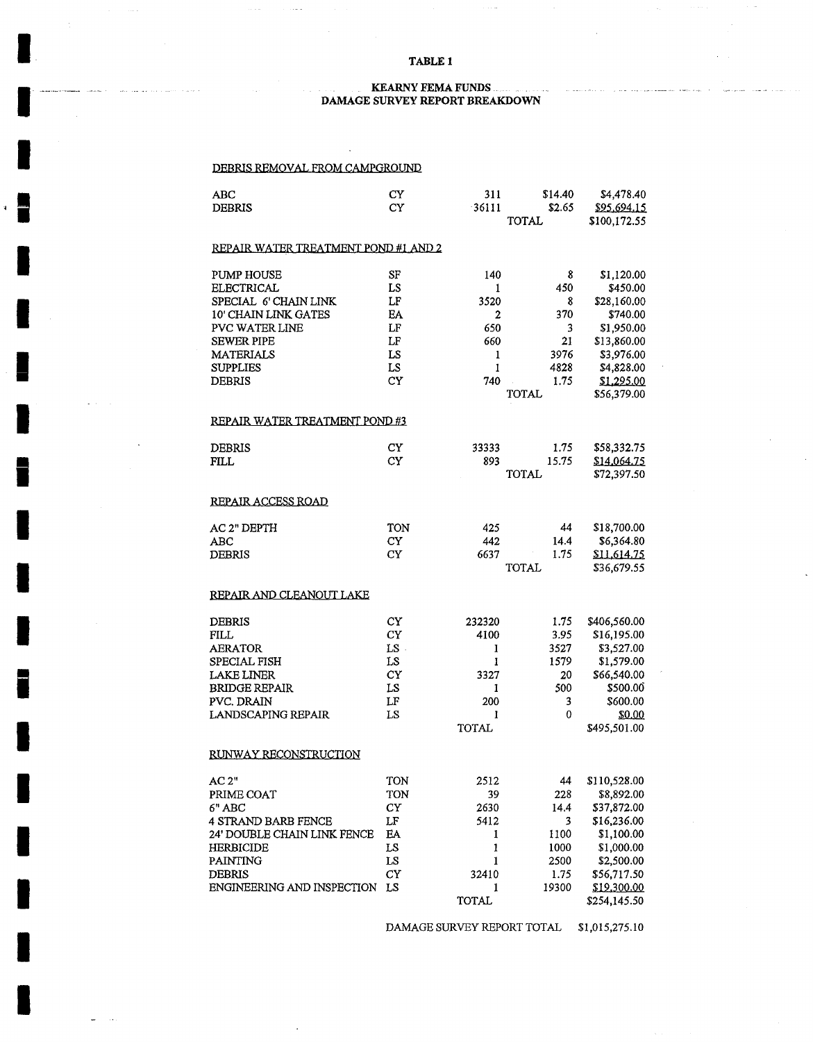**TABLE 1**

**KEARNY FEMA FUNDS**
**DAMAGE SURVEY REPORT BREAKDOWN**

DEBRIS REMOVAL FROM CAMPGROUND

| | | | | |
|---|---|---|---|---|
| ABC | CY | 311 | $14.40 | $4,478.40 |
| DEBRIS | CY | 36111 | $2.65 | $95,694.15 |
| | | | TOTAL | $100,172.55 |

REPAIR WATER TREATMENT POND #1 AND 2

| | | | | |
|---|---|---|---|---|
| PUMP HOUSE | SF | 140 | 8 | $1,120.00 |
| ELECTRICAL | LS | 1 | 450 | $450.00 |
| SPECIAL 6' CHAIN LINK | LF | 3520 | 8 | $28,160.00 |
| 10' CHAIN LINK GATES | EA | 2 | 370 | $740.00 |
| PVC WATER LINE | LF | 650 | 3 | $1,950.00 |
| SEWER PIPE | LF | 660 | 21 | $13,860.00 |
| MATERIALS | LS | 1 | 3976 | $3,976.00 |
| SUPPLIES | LS | 1 | 4828 | $4,828.00 |
| DEBRIS | CY | 740 | 1.75 | $1,295.00 |
| | | | TOTAL | $56,379.00 |

REPAIR WATER TREATMENT POND #3

| | | | | |
|---|---|---|---|---|
| DEBRIS | CY | 33333 | 1.75 | $58,332.75 |
| FILL | CY | 893 | 15.75 | $14,064.75 |
| | | | TOTAL | $72,397.50 |

REPAIR ACCESS ROAD

| | | | | |
|---|---|---|---|---|
| AC 2" DEPTH | TON | 425 | 44 | $18,700.00 |
| ABC | CY | 442 | 14.4 | $6,364.80 |
| DEBRIS | CY | 6637 | 1.75 | $11,614.75 |
| | | | TOTAL | $36,679.55 |

REPAIR AND CLEANOUT LAKE

| | | | | |
|---|---|---|---|---|
| DEBRIS | CY | 232320 | 1.75 | $406,560.00 |
| FILL | CY | 4100 | 3.95 | $16,195.00 |
| AERATOR | LS | 1 | 3527 | $3,527.00 |
| SPECIAL FISH | LS | 1 | 1579 | $1,579.00 |
| LAKE LINER | CY | 3327 | 20 | $66,540.00 |
| BRIDGE REPAIR | LS | 1 | 500 | $500.00 |
| PVC. DRAIN | LF | 200 | 3 | $600.00 |
| LANDSCAPING REPAIR | LS | 1 | 0 | $0.00 |
| | | TOTAL | | $495,501.00 |

RUNWAY RECONSTRUCTION

| | | | | |
|---|---|---|---|---|
| AC 2" | TON | 2512 | 44 | $110,528.00 |
| PRIME COAT | TON | 39 | 228 | $8,892.00 |
| 6" ABC | CY | 2630 | 14.4 | $37,872.00 |
| 4 STRAND BARB FENCE | LF | 5412 | 3 | $16,236.00 |
| 24' DOUBLE CHAIN LINK FENCE | EA | 1 | 1100 | $1,100.00 |
| HERBICIDE | LS | 1 | 1000 | $1,000.00 |
| PAINTING | LS | 1 | 2500 | $2,500.00 |
| DEBRIS | CY | 32410 | 1.75 | $56,717.50 |
| ENGINEERING AND INSPECTION | LS | 1 | 19300 | $19,300.00 |
| | | TOTAL | | $254,145.50 |

DAMAGE SURVEY REPORT TOTAL $1,015,275.10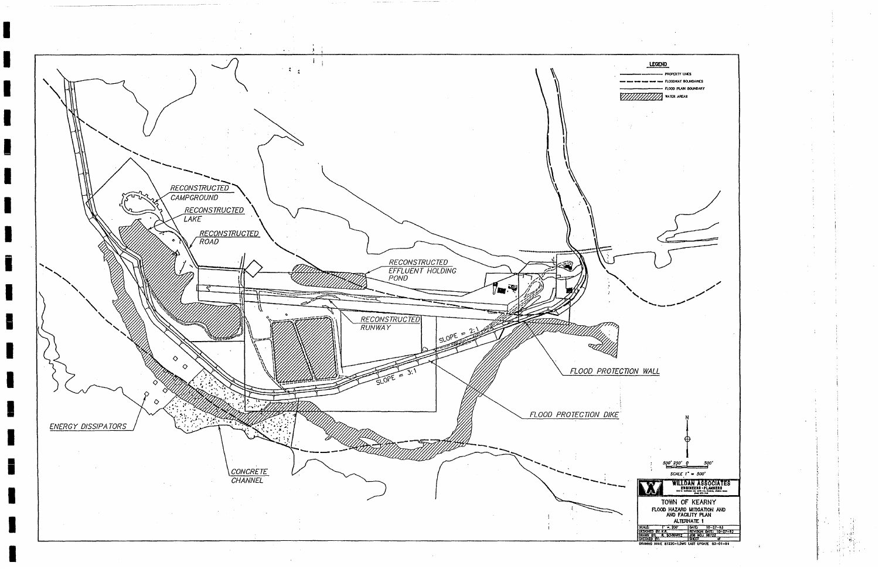RECONSTRUCTED CAMPGROUND

RECONSTRUCTED LAKE

RECONSTRUCTED ROAD

RECONSTRUCTED EFFLUENT HOLDING POND

RECONSTRUCTED RUNWAY

SLOPE = 2:1

SLOPE = 3:1

FLOOD PROTECTION WALL

FLOOD PROTECTION DIKE

ENERGY DISSIPATORS

CONCRETE CHANNEL

**LEGEND**

- PROPERTY LINES
- FLOODWAY BOUNDARIES
- FLOOD PLAIN BOUNDARY
- WATER AREAS

N

500' 250' 0 500'

SCALE 1" = 500'

**WILLDAN ASSOCIATES**
ENGINEERS • PLANNERS

TOWN OF KEARNY
FLOOD HAZARD MITIGATION AND
AND FACILITY PLAN
ALTERNATE 1

| SCALE: 1" = 200' | DATE: 10-27-93 |
| --- | --- |
| DESIGNED BY: K.R. | REVISION DATE: 10-27-93 |
| DRAWN BY: R. SCHWARTZ | JOB NO.: 06722 |
| CHECKED BY: | SHEET OF |

DRAWING NAME 0722C-1.DWG LAST UPDATE 03-01-94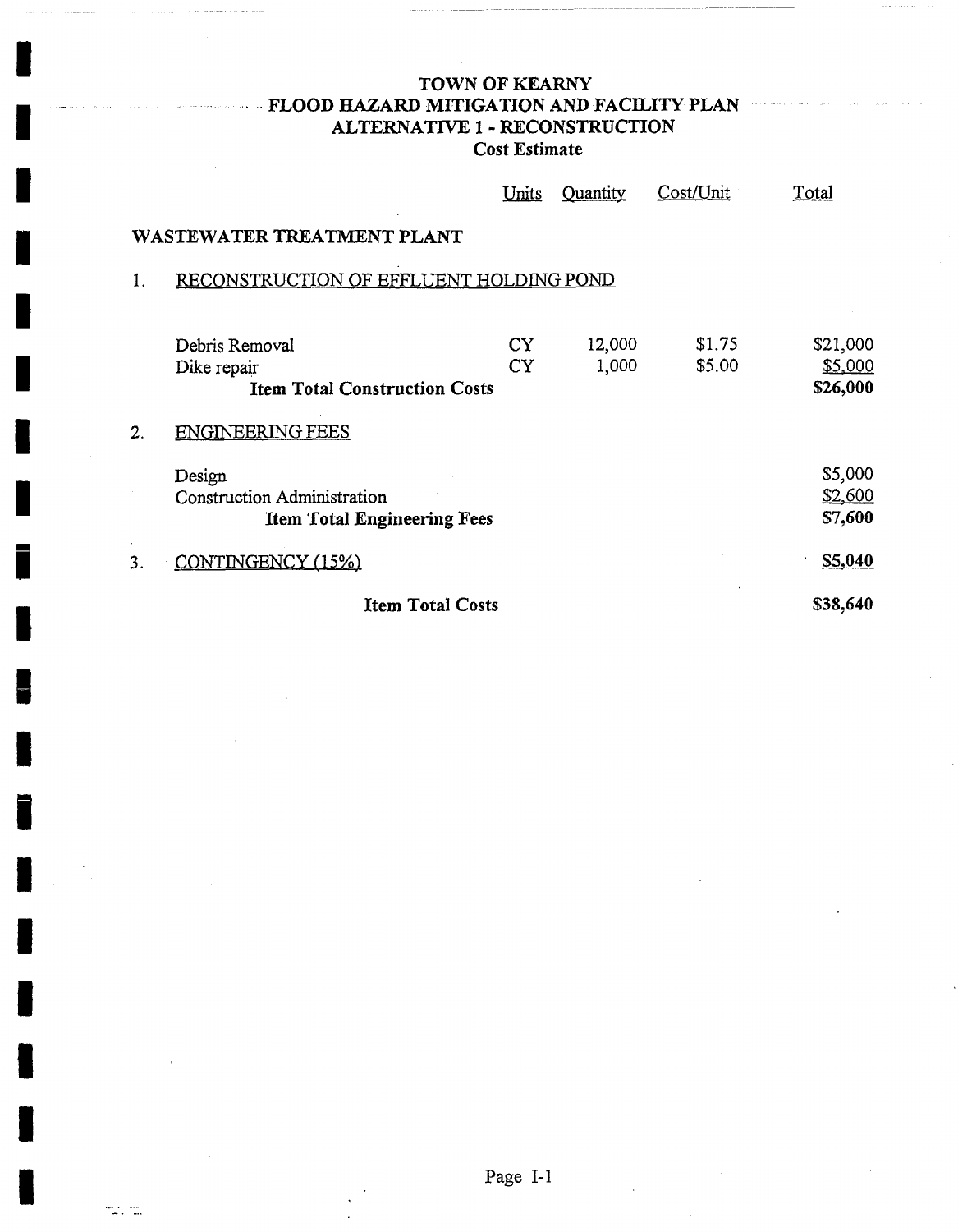# TOWN OF KEARNY
## FLOOD HAZARD MITIGATION AND FACILITY PLAN
## ALTERNATIVE 1 - RECONSTRUCTION
### Cost Estimate

| | Units | Quantity | Cost/Unit | Total |
|---|---|---|---|---|
| **WASTEWATER TREATMENT PLANT** | | | | |
| 1. RECONSTRUCTION OF EFFLUENT HOLDING POND | | | | |
| Debris Removal | CY | 12,000 | $1.75 | $21,000 |
| Dike repair | CY | 1,000 | $5.00 | $5,000 |
| **Item Total Construction Costs** | | | | **$26,000** |
| 2. ENGINEERING FEES | | | | |
| Design | | | | $5,000 |
| Construction Administration | | | | $2,600 |
| **Item Total Engineering Fees** | | | | **$7,600** |
| 3. CONTINGENCY (15%) | | | | **$5,040** |
| **Item Total Costs** | | | | **$38,640** |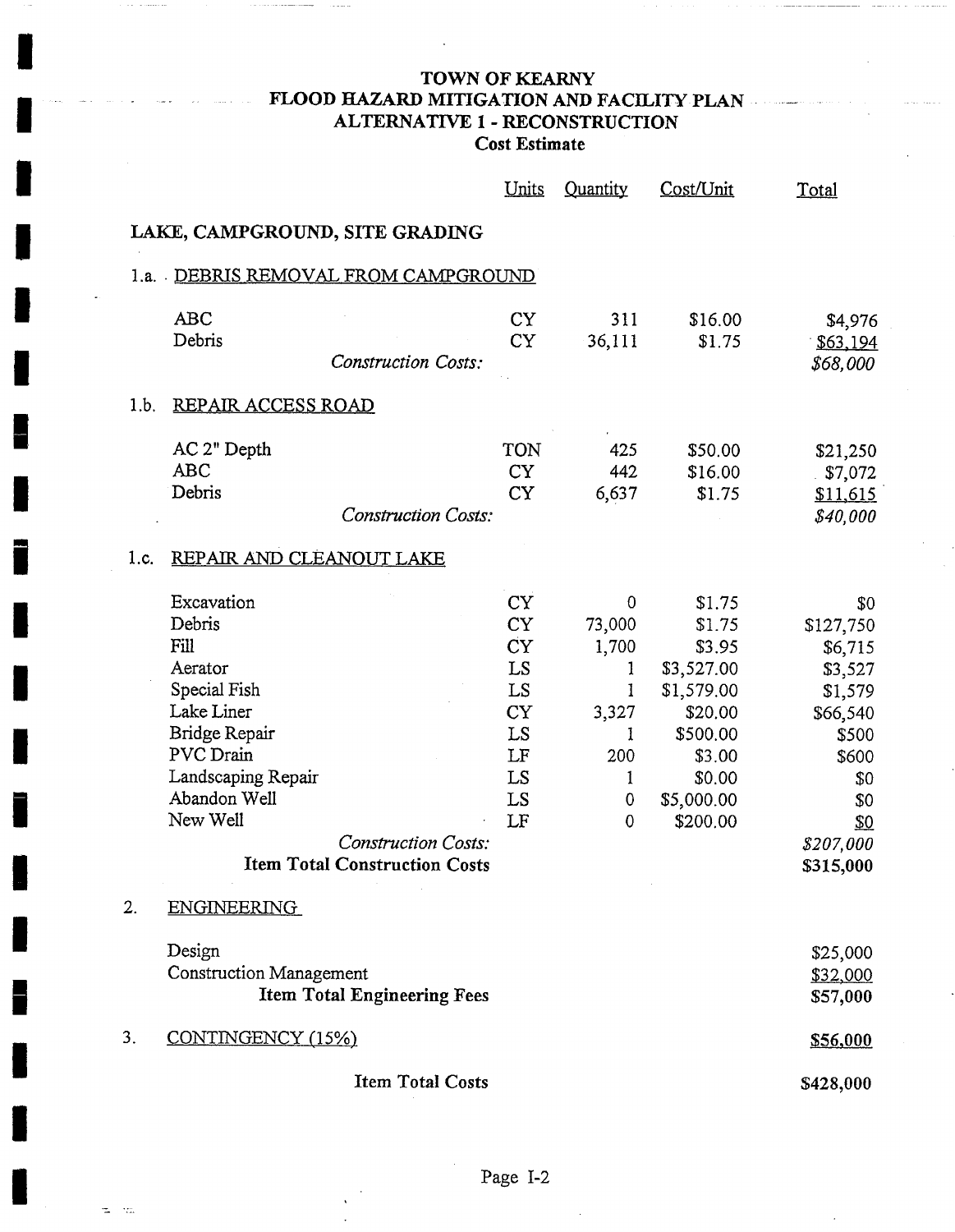# TOWN OF KEARNY
## FLOOD HAZARD MITIGATION AND FACILITY PLAN
## ALTERNATIVE 1 - RECONSTRUCTION
### Cost Estimate

| | Units | Quantity | Cost/Unit | Total |
|---|---|---|---|---|
| **LAKE, CAMPGROUND, SITE GRADING** | | | | |
| 1.a. DEBRIS REMOVAL FROM CAMPGROUND | | | | |
| ABC | CY | 311 | $16.00 | $4,976 |
| Debris | CY | 36,111 | $1.75 | $63,194 |
| *Construction Costs:* | | | | *$68,000* |
| 1.b. REPAIR ACCESS ROAD | | | | |
| AC 2" Depth | TON | 425 | $50.00 | $21,250 |
| ABC | CY | 442 | $16.00 | $7,072 |
| Debris | CY | 6,637 | $1.75 | $11,615 |
| *Construction Costs:* | | | | *$40,000* |
| 1.c. REPAIR AND CLEANOUT LAKE | | | | |
| Excavation | CY | 0 | $1.75 | $0 |
| Debris | CY | 73,000 | $1.75 | $127,750 |
| Fill | CY | 1,700 | $3.95 | $6,715 |
| Aerator | LS | 1 | $3,527.00 | $3,527 |
| Special Fish | LS | 1 | $1,579.00 | $1,579 |
| Lake Liner | CY | 3,327 | $20.00 | $66,540 |
| Bridge Repair | LS | 1 | $500.00 | $500 |
| PVC Drain | LF | 200 | $3.00 | $600 |
| Landscaping Repair | LS | 1 | $0.00 | $0 |
| Abandon Well | LS | 0 | $5,000.00 | $0 |
| New Well | LF | 0 | $200.00 | $0 |
| *Construction Costs:* | | | | *$207,000* |
| **Item Total Construction Costs** | | | | **$315,000** |
| 2. ENGINEERING | | | | |
| Design | | | | $25,000 |
| Construction Management | | | | $32,000 |
| **Item Total Engineering Fees** | | | | **$57,000** |
| 3. CONTINGENCY (15%) | | | | **$56,000** |
| **Item Total Costs** | | | | **$428,000** |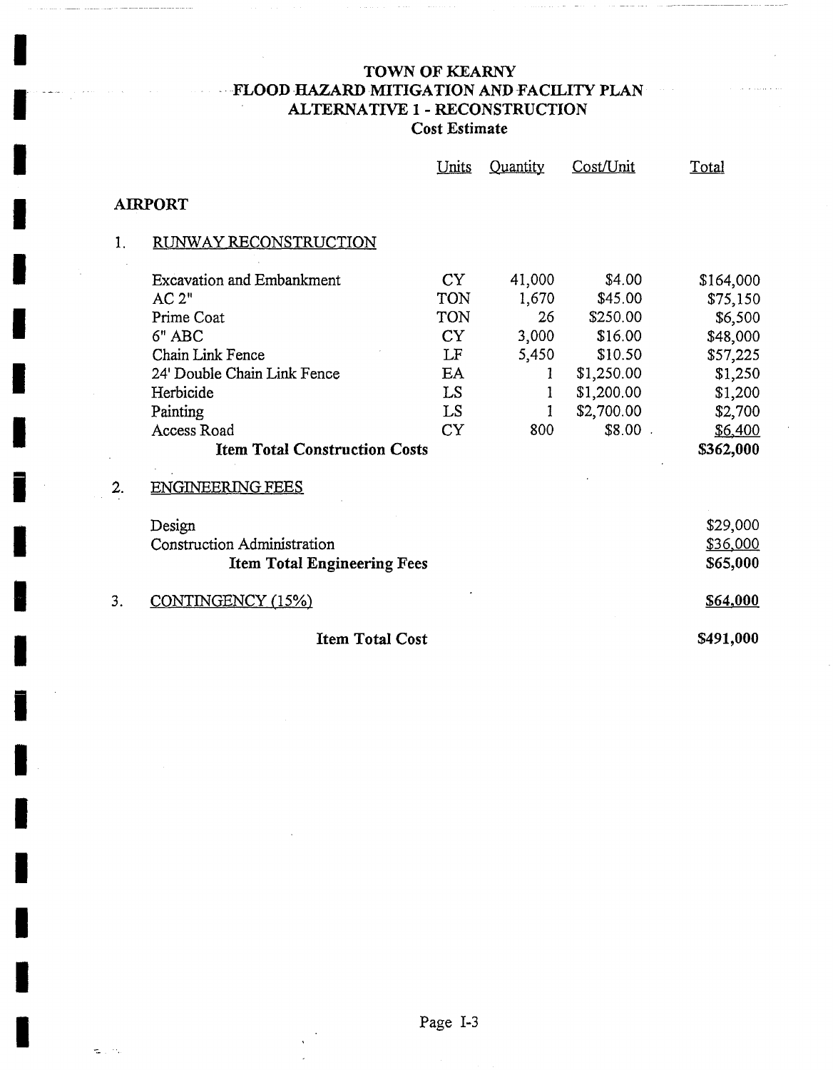# TOWN OF KEARNY
## FLOOD HAZARD MITIGATION AND FACILITY PLAN
## ALTERNATIVE 1 - RECONSTRUCTION
### Cost Estimate

| | Units | Quantity | Cost/Unit | Total |
|---|---|---|---|---|
| **AIRPORT** | | | | |
| 1. RUNWAY RECONSTRUCTION | | | | |
| Excavation and Embankment | CY | 41,000 | $4.00 | $164,000 |
| AC 2" | TON | 1,670 | $45.00 | $75,150 |
| Prime Coat | TON | 26 | $250.00 | $6,500 |
| 6" ABC | CY | 3,000 | $16.00 | $48,000 |
| Chain Link Fence | LF | 5,450 | $10.50 | $57,225 |
| 24' Double Chain Link Fence | EA | 1 | $1,250.00 | $1,250 |
| Herbicide | LS | 1 | $1,200.00 | $1,200 |
| Painting | LS | 1 | $2,700.00 | $2,700 |
| Access Road | CY | 800 | $8.00 | $6,400 |
| **Item Total Construction Costs** | | | | **$362,000** |
| 2. ENGINEERING FEES | | | | |
| Design | | | | $29,000 |
| Construction Administration | | | | $36,000 |
| **Item Total Engineering Fees** | | | | **$65,000** |
| 3. CONTINGENCY (15%) | | | | **$64,000** |
| **Item Total Cost** | | | | **$491,000** |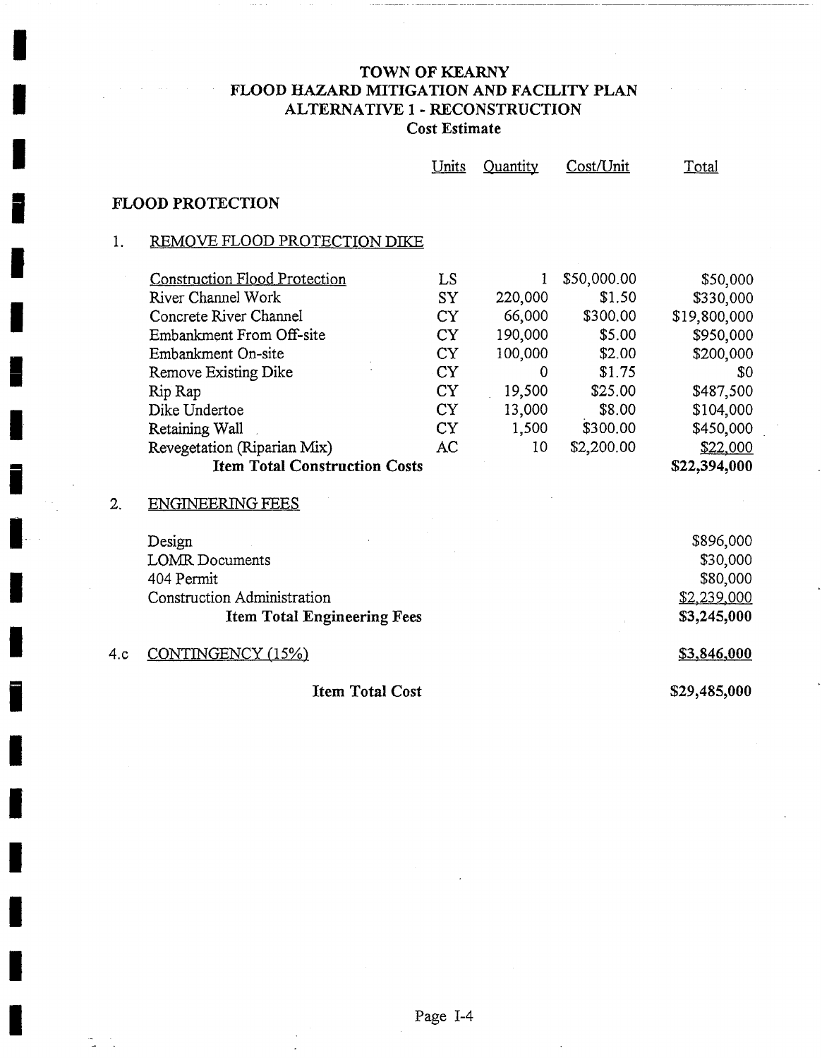# TOWN OF KEARNY
## FLOOD HAZARD MITIGATION AND FACILITY PLAN
## ALTERNATIVE 1 - RECONSTRUCTION
### Cost Estimate

| | | Units | Quantity | Cost/Unit | Total |
|---|---|---|---|---|---|
| **FLOOD PROTECTION** | | | | | |
| 1. | REMOVE FLOOD PROTECTION DIKE | | | | |
| | Construction Flood Protection | LS | 1 | $50,000.00 | $50,000 |
| | River Channel Work | SY | 220,000 | $1.50 | $330,000 |
| | Concrete River Channel | CY | 66,000 | $300.00 | $19,800,000 |
| | Embankment From Off-site | CY | 190,000 | $5.00 | $950,000 |
| | Embankment On-site | CY | 100,000 | $2.00 | $200,000 |
| | Remove Existing Dike | CY | 0 | $1.75 | $0 |
| | Rip Rap | CY | 19,500 | $25.00 | $487,500 |
| | Dike Undertoe | CY | 13,000 | $8.00 | $104,000 |
| | Retaining Wall | CY | 1,500 | $300.00 | $450,000 |
| | Revegetation (Riparian Mix) | AC | 10 | $2,200.00 | $22,000 |
| | **Item Total Construction Costs** | | | | **$22,394,000** |
| 2. | ENGINEERING FEES | | | | |
| | Design | | | | $896,000 |
| | LOMR Documents | | | | $30,000 |
| | 404 Permit | | | | $80,000 |
| | Construction Administration | | | | $2,239,000 |
| | **Item Total Engineering Fees** | | | | **$3,245,000** |
| 4.c | CONTINGENCY (15%) | | | | **$3,846,000** |
| | **Item Total Cost** | | | | **$29,485,000** |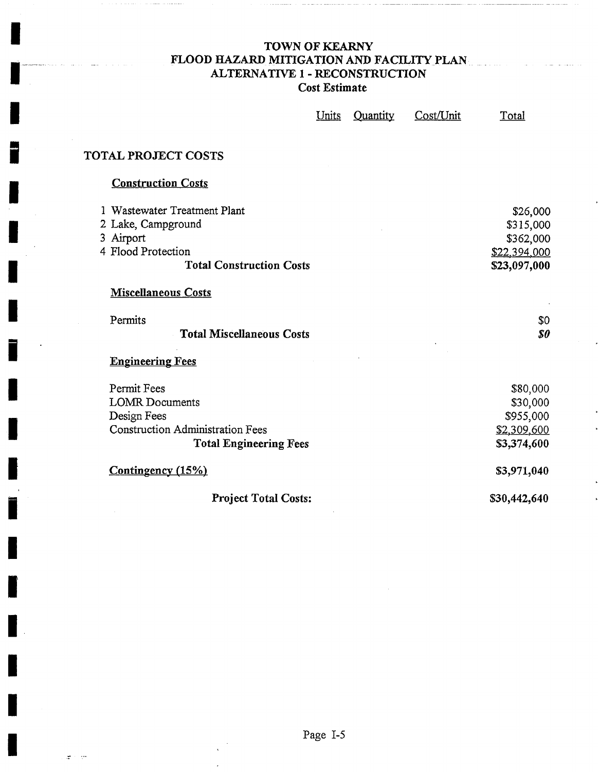# TOWN OF KEARNY
## FLOOD HAZARD MITIGATION AND FACILITY PLAN
## ALTERNATIVE 1 - RECONSTRUCTION
### Cost Estimate

| | Units | Quantity | Cost/Unit | Total |
|---|---|---|---|---|
| **TOTAL PROJECT COSTS** | | | | |
| **Construction Costs** | | | | |
| 1 Wastewater Treatment Plant | | | | $26,000 |
| 2 Lake, Campground | | | | $315,000 |
| 3 Airport | | | | $362,000 |
| 4 Flood Protection | | | | $22,394,000 |
| **Total Construction Costs** | | | | **$23,097,000** |
| **Miscellaneous Costs** | | | | |
| Permits | | | | $0 |
| **Total Miscellaneous Costs** | | | | ***$0*** |
| **Engineering Fees** | | | | |
| Permit Fees | | | | $80,000 |
| LOMR Documents | | | | $30,000 |
| Design Fees | | | | $955,000 |
| Construction Administration Fees | | | | $2,309,600 |
| **Total Engineering Fees** | | | | **$3,374,600** |
| **Contingency (15%)** | | | | **$3,971,040** |
| **Project Total Costs:** | | | | **$30,442,640** |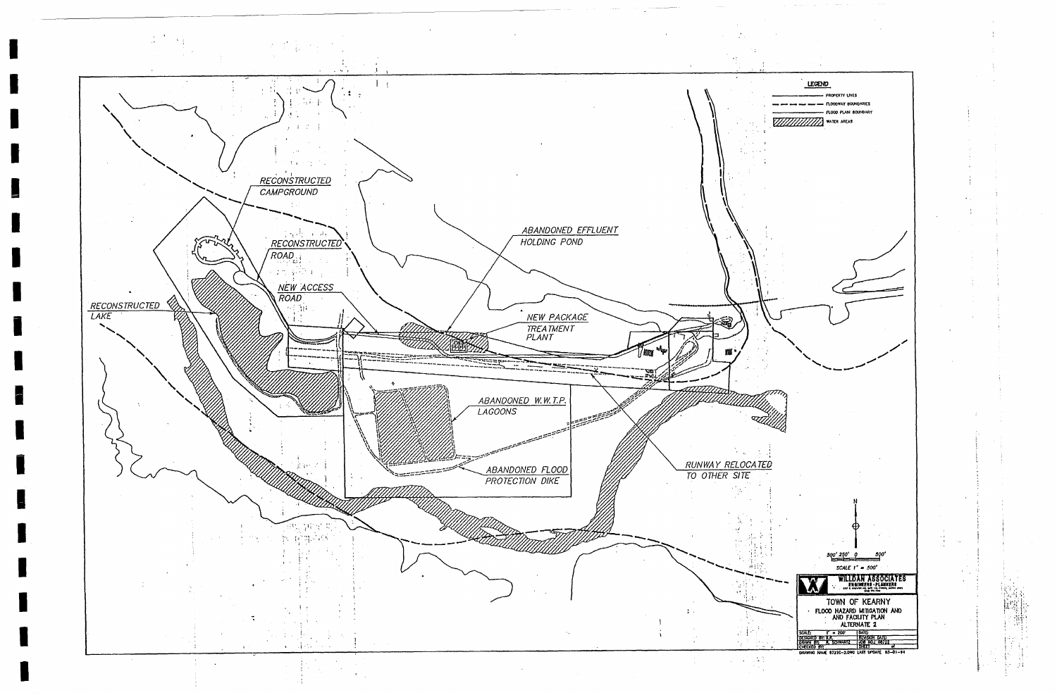RECONSTRUCTED CAMPGROUND

RECONSTRUCTED ROAD

NEW ACCESS ROAD

RECONSTRUCTED LAKE

ABANDONED EFFLUENT HOLDING POND

NEW PACKAGE TREATMENT PLANT

ABANDONED W.W.T.P. LAGOONS

ABANDONED FLOOD PROTECTION DIKE

RUNWAY RELOCATED TO OTHER SITE

**LEGEND**

- PROPERTY LINES
- FLOODWAY BOUNDARIES
- FLOOD PLAIN BOUNDARY
- WATER AREAS

N

500' 250' 0 500'

SCALE 1" = 500'

**WILLDAN ASSOCIATES**
ENGINEERS - PLANNERS

TOWN OF KEARNY
FLOOD HAZARD MITIGATION AND AND FACILITY PLAN
ALTERNATE 2

| SCALE: 1" = 200' | DATE: |
| --- | --- |
| DESIGNED BY: B.R. | REVISION DATE: |
| DRAWN BY: R. SCHWARTZ | JOB NO.: 08722 |
| CHECKED BY: | SHEET of |

DRAWING NAME 87220-2.DWG LAST UPDATE 03-01-94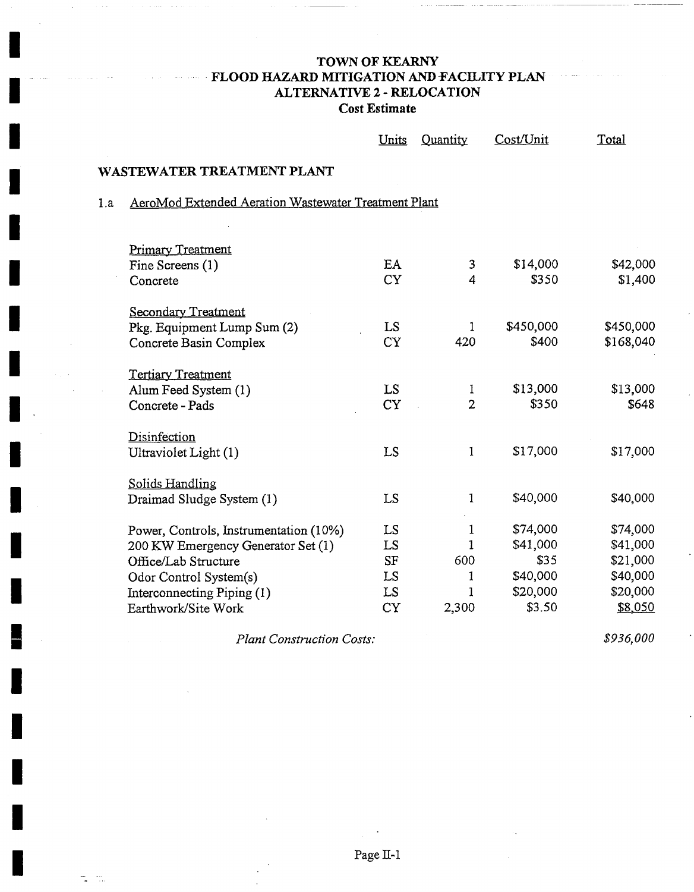# TOWN OF KEARNY
## FLOOD HAZARD MITIGATION AND FACILITY PLAN
## ALTERNATIVE 2 - RELOCATION
### Cost Estimate

## WASTEWATER TREATMENT PLANT

### 1.a AeroMod Extended Aeration Wastewater Treatment Plant

| | Units | Quantity | Cost/Unit | Total |
|---|---|---|---|---|
| **Primary Treatment** | | | | |
| Fine Screens (1) | EA | 3 | $14,000 | $42,000 |
| Concrete | CY | 4 | $350 | $1,400 |
| **Secondary Treatment** | | | | |
| Pkg. Equipment Lump Sum (2) | LS | 1 | $450,000 | $450,000 |
| Concrete Basin Complex | CY | 420 | $400 | $168,040 |
| **Tertiary Treatment** | | | | |
| Alum Feed System (1) | LS | 1 | $13,000 | $13,000 |
| Concrete - Pads | CY | 2 | $350 | $648 |
| **Disinfection** | | | | |
| Ultraviolet Light (1) | LS | 1 | $17,000 | $17,000 |
| **Solids Handling** | | | | |
| Draimad Sludge System (1) | LS | 1 | $40,000 | $40,000 |
| Power, Controls, Instrumentation (10%) | LS | 1 | $74,000 | $74,000 |
| 200 KW Emergency Generator Set (1) | LS | 1 | $41,000 | $41,000 |
| Office/Lab Structure | SF | 600 | $35 | $21,000 |
| Odor Control System(s) | LS | 1 | $40,000 | $40,000 |
| Interconnecting Piping (1) | LS | 1 | $20,000 | $20,000 |
| Earthwork/Site Work | CY | 2,300 | $3.50 | $8,050 |
| *Plant Construction Costs:* | | | | *$936,000* |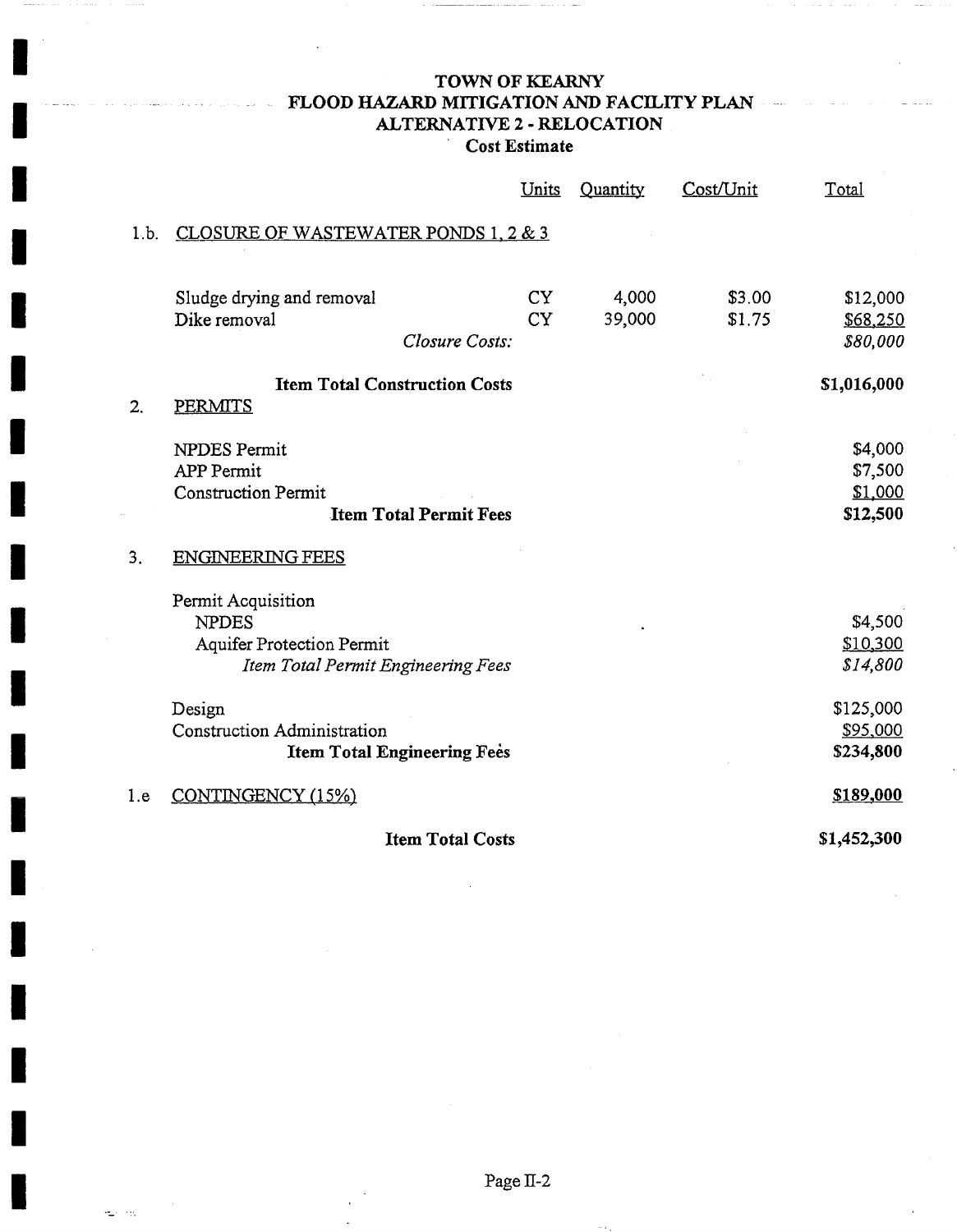# TOWN OF KEARNY
## FLOOD HAZARD MITIGATION AND FACILITY PLAN
### ALTERNATIVE 2 - RELOCATION
**Cost Estimate**

| | | Units | Quantity | Cost/Unit | Total |
|---|---|---|---|---|---|
| 1.b. | CLOSURE OF WASTEWATER PONDS 1, 2 & 3 | | | | |
| | Sludge drying and removal | CY | 4,000 | $3.00 | $12,000 |
| | Dike removal | CY | 39,000 | $1.75 | $68,250 |
| | *Closure Costs:* | | | | *$80,000* |
| | **Item Total Construction Costs** | | | | **$1,016,000** |
| 2. | PERMITS | | | | |
| | NPDES Permit | | | | $4,000 |
| | APP Permit | | | | $7,500 |
| | Construction Permit | | | | $1,000 |
| | **Item Total Permit Fees** | | | | **$12,500** |
| 3. | ENGINEERING FEES | | | | |
| | Permit Acquisition | | | | |
| | NPDES | | | | $4,500 |
| | Aquifer Protection Permit | | | | $10,300 |
| | *Item Total Permit Engineering Fees* | | | | *$14,800* |
| | Design | | | | $125,000 |
| | Construction Administration | | | | $95,000 |
| | **Item Total Engineering Fees** | | | | **$234,800** |
| 1.e | CONTINGENCY (15%) | | | | $189,000 |
| | **Item Total Costs** | | | | **$1,452,300** |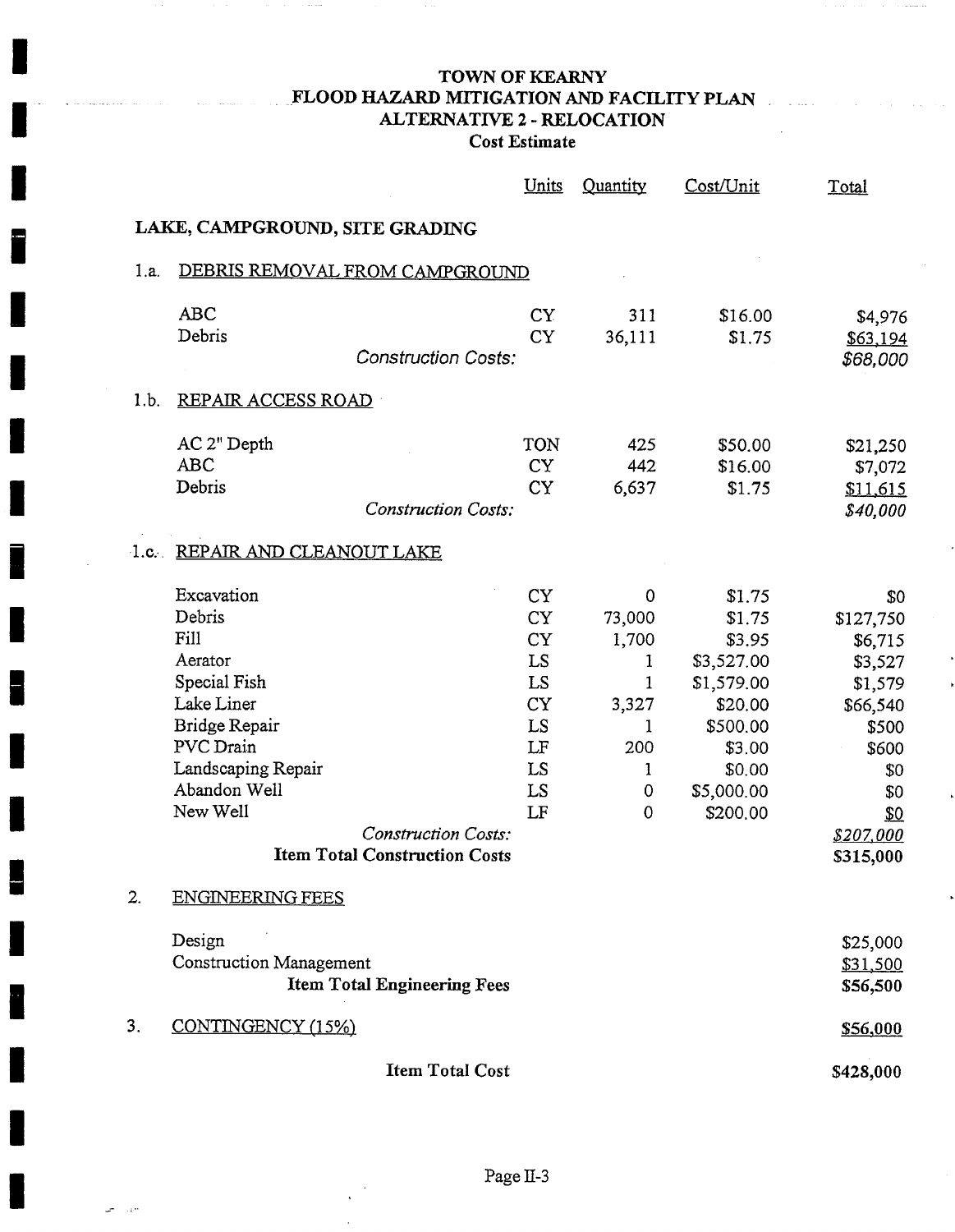# TOWN OF KEARNY
## FLOOD HAZARD MITIGATION AND FACILITY PLAN
## ALTERNATIVE 2 - RELOCATION
### Cost Estimate

| | Units | Quantity | Cost/Unit | Total |
|---|---|---|---|---|
| **LAKE, CAMPGROUND, SITE GRADING** | | | | |
| 1.a. DEBRIS REMOVAL FROM CAMPGROUND | | | | |
| ABC | CY | 311 | $16.00 | $4,976 |
| Debris | CY | 36,111 | $1.75 | $63,194 |
| *Construction Costs:* | | | | *$68,000* |
| 1.b. REPAIR ACCESS ROAD | | | | |
| AC 2" Depth | TON | 425 | $50.00 | $21,250 |
| ABC | CY | 442 | $16.00 | $7,072 |
| Debris | CY | 6,637 | $1.75 | $11,615 |
| *Construction Costs:* | | | | *$40,000* |
| 1.c. REPAIR AND CLEANOUT LAKE | | | | |
| Excavation | CY | 0 | $1.75 | $0 |
| Debris | CY | 73,000 | $1.75 | $127,750 |
| Fill | CY | 1,700 | $3.95 | $6,715 |
| Aerator | LS | 1 | $3,527.00 | $3,527 |
| Special Fish | LS | 1 | $1,579.00 | $1,579 |
| Lake Liner | CY | 3,327 | $20.00 | $66,540 |
| Bridge Repair | LS | 1 | $500.00 | $500 |
| PVC Drain | LF | 200 | $3.00 | $600 |
| Landscaping Repair | LS | 1 | $0.00 | $0 |
| Abandon Well | LS | 0 | $5,000.00 | $0 |
| New Well | LF | 0 | $200.00 | $0 |
| *Construction Costs:* | | | | *$207,000* |
| **Item Total Construction Costs** | | | | **$315,000** |
| 2. ENGINEERING FEES | | | | |
| Design | | | | $25,000 |
| Construction Management | | | | $31,500 |
| **Item Total Engineering Fees** | | | | **$56,500** |
| 3. CONTINGENCY (15%) | | | | $56,000 |
| **Item Total Cost** | | | | **$428,000** |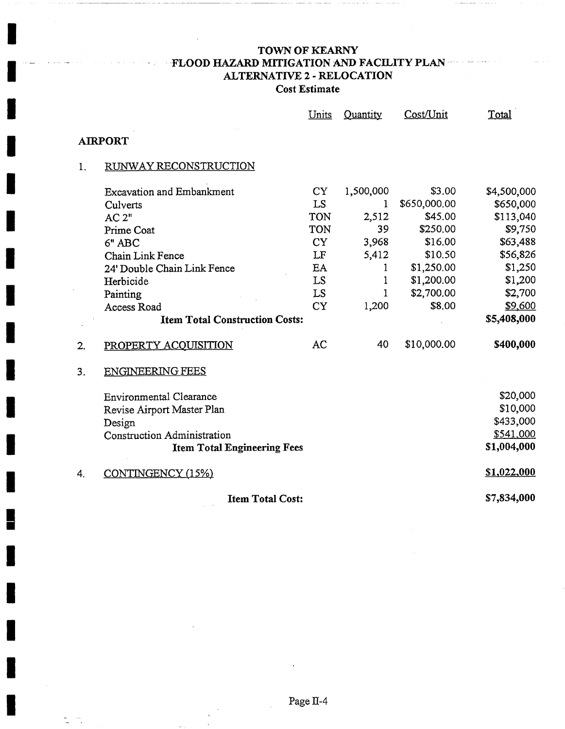# TOWN OF KEARNY
## FLOOD HAZARD MITIGATION AND FACILITY PLAN
## ALTERNATIVE 2 - RELOCATION
### Cost Estimate

| | Units | Quantity | Cost/Unit | Total |
|---|---|---|---|---|
| **AIRPORT** | | | | |
| 1. RUNWAY RECONSTRUCTION | | | | |
| Excavation and Embankment | CY | 1,500,000 | $3.00 | $4,500,000 |
| Culverts | LS | 1 | $650,000.00 | $650,000 |
| AC 2" | TON | 2,512 | $45.00 | $113,040 |
| Prime Coat | TON | 39 | $250.00 | $9,750 |
| 6" ABC | CY | 3,968 | $16.00 | $63,488 |
| Chain Link Fence | LF | 5,412 | $10.50 | $56,826 |
| 24' Double Chain Link Fence | EA | 1 | $1,250.00 | $1,250 |
| Herbicide | LS | 1 | $1,200.00 | $1,200 |
| Painting | LS | 1 | $2,700.00 | $2,700 |
| Access Road | CY | 1,200 | $8.00 | $9,600 |
| **Item Total Construction Costs:** | | | | **$5,408,000** |
| 2. PROPERTY ACQUISITION | AC | 40 | $10,000.00 | **$400,000** |
| 3. ENGINEERING FEES | | | | |
| Environmental Clearance | | | | $20,000 |
| Revise Airport Master Plan | | | | $10,000 |
| Design | | | | $433,000 |
| Construction Administration | | | | $541,000 |
| **Item Total Engineering Fees** | | | | **$1,004,000** |
| 4. CONTINGENCY (15%) | | | | **$1,022,000** |
| **Item Total Cost:** | | | | **$7,834,000** |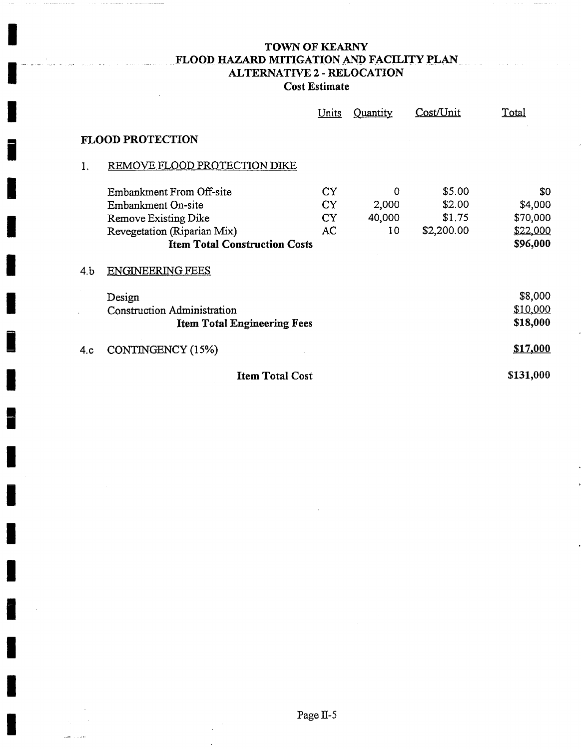# TOWN OF KEARNY
## FLOOD HAZARD MITIGATION AND FACILITY PLAN
## ALTERNATIVE 2 - RELOCATION
### Cost Estimate

| | | Units | Quantity | Cost/Unit | Total |
|---|---|---|---|---|---|
| **FLOOD PROTECTION** | | | | | |
| 1. | REMOVE FLOOD PROTECTION DIKE | | | | |
| | Embankment From Off-site | CY | 0 | $5.00 | $0 |
| | Embankment On-site | CY | 2,000 | $2.00 | $4,000 |
| | Remove Existing Dike | CY | 40,000 | $1.75 | $70,000 |
| | Revegetation (Riparian Mix) | AC | 10 | $2,200.00 | $22,000 |
| | **Item Total Construction Costs** | | | | **$96,000** |
| 4.b | ENGINEERING FEES | | | | |
| | Design | | | | $8,000 |
| | Construction Administration | | | | $10,000 |
| | **Item Total Engineering Fees** | | | | **$18,000** |
| 4.c | CONTINGENCY (15%) | | | | **$17,000** |
| | **Item Total Cost** | | | | **$131,000** |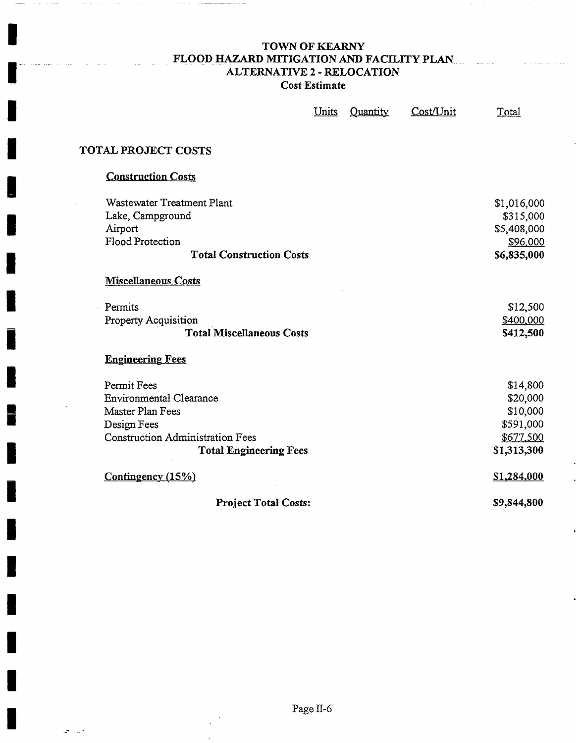# TOWN OF KEARNY
## FLOOD HAZARD MITIGATION AND FACILITY PLAN
## ALTERNATIVE 2 - RELOCATION
### Cost Estimate

| | Units | Quantity | Cost/Unit | Total |
|---|---|---|---|---|
| **TOTAL PROJECT COSTS** | | | | |
| **Construction Costs** | | | | |
| Wastewater Treatment Plant | | | | $1,016,000 |
| Lake, Campground | | | | $315,000 |
| Airport | | | | $5,408,000 |
| Flood Protection | | | | $96,000 |
| **Total Construction Costs** | | | | **$6,835,000** |
| **Miscellaneous Costs** | | | | |
| Permits | | | | $12,500 |
| Property Acquisition | | | | $400,000 |
| **Total Miscellaneous Costs** | | | | **$412,500** |
| **Engineering Fees** | | | | |
| Permit Fees | | | | $14,800 |
| Environmental Clearance | | | | $20,000 |
| Master Plan Fees | | | | $10,000 |
| Design Fees | | | | $591,000 |
| Construction Administration Fees | | | | $677,500 |
| **Total Engineering Fees** | | | | **$1,313,300** |
| Contingency (15%) | | | | $1,284,000 |
| **Project Total Costs:** | | | | **$9,844,800** |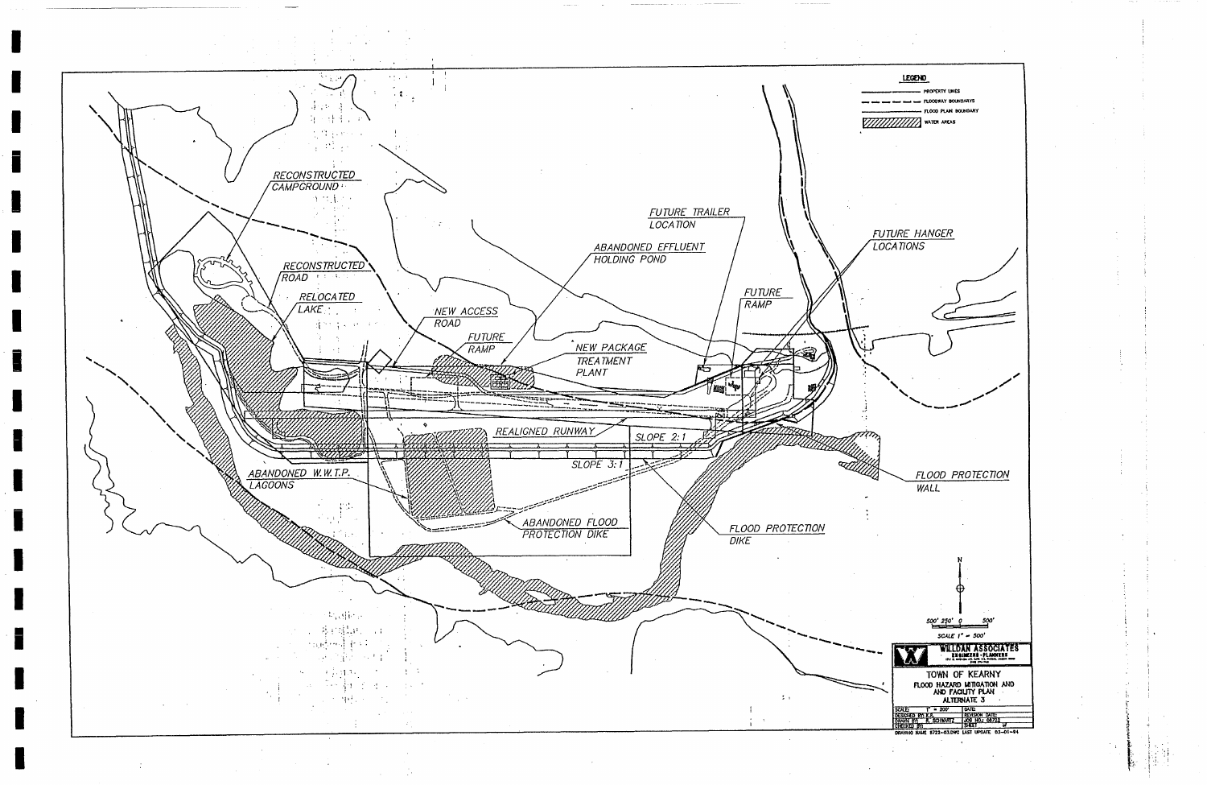**LEGEND**

- PROPERTY LINES
- FLOODWAY BOUNDARYS
- FLOOD PLAIN BOUNDARY
- WATER AREAS

RECONSTRUCTED CAMPGROUND

RECONSTRUCTED ROAD

RELOCATED LAKE

NEW ACCESS ROAD

FUTURE RAMP

ABANDONED EFFLUENT HOLDING POND

NEW PACKAGE TREATMENT PLANT

FUTURE TRAILER LOCATION

FUTURE RAMP

FUTURE HANGER LOCATIONS

REALIGNED RUNWAY

SLOPE 2:1

SLOPE 3:1

ABANDONED W.W.T.P. LAGOONS

ABANDONED FLOOD PROTECTION DIKE

FLOOD PROTECTION DIKE

FLOOD PROTECTION WALL

N

500' 250' 0 500'

SCALE 1" = 500'

**WILLDAN ASSOCIATES**
ENGINEERS · PLANNERS

TOWN OF KEARNY

FLOOD HAZARD MITIGATION AND AND FACILITY PLAN

ALTERNATE 3

| SCALE: 1" = 200' | DATE: |
|---|---|
| DESIGNED BY: K.R. | REVISION DATE: |
| DRAWN BY: R. SCHWARTZ | JOB NO.: 68722 |
| CHECKED BY: | SHEET of |

DRAWING NAME 6722-03.DWG LAST UPDATE 03-01-94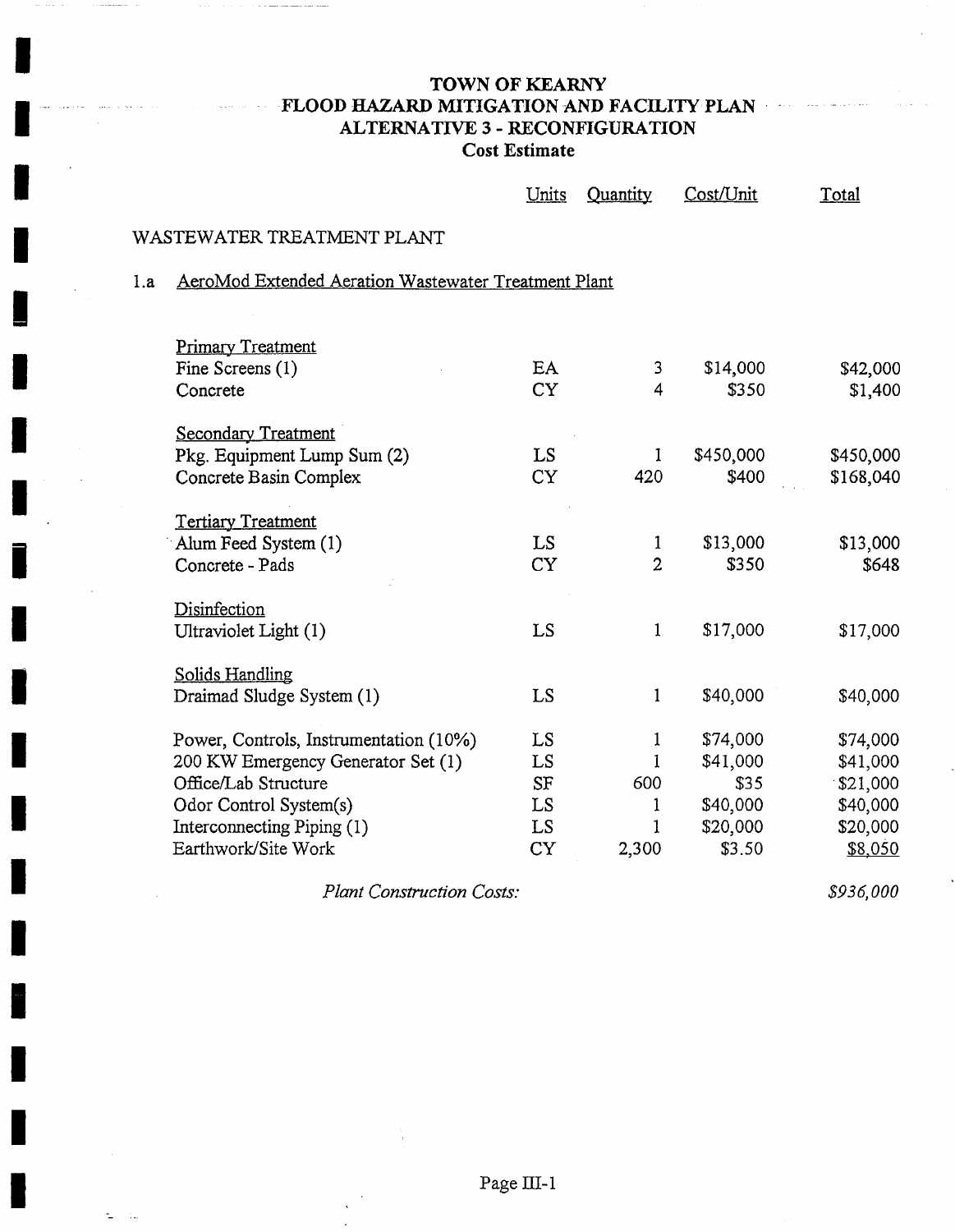# TOWN OF KEARNY
# FLOOD HAZARD MITIGATION AND FACILITY PLAN
## ALTERNATIVE 3 - RECONFIGURATION
### Cost Estimate

| | Units | Quantity | Cost/Unit | Total |
|---|---|---|---|---|
| WASTEWATER TREATMENT PLANT | | | | |
| 1.a AeroMod Extended Aeration Wastewater Treatment Plant | | | | |
| Primary Treatment | | | | |
| Fine Screens (1) | EA | 3 | $14,000 | $42,000 |
| Concrete | CY | 4 | $350 | $1,400 |
| Secondary Treatment | | | | |
| Pkg. Equipment Lump Sum (2) | LS | 1 | $450,000 | $450,000 |
| Concrete Basin Complex | CY | 420 | $400 | $168,040 |
| Tertiary Treatment | | | | |
| Alum Feed System (1) | LS | 1 | $13,000 | $13,000 |
| Concrete - Pads | CY | 2 | $350 | $648 |
| Disinfection | | | | |
| Ultraviolet Light (1) | LS | 1 | $17,000 | $17,000 |
| Solids Handling | | | | |
| Draimad Sludge System (1) | LS | 1 | $40,000 | $40,000 |
| Power, Controls, Instrumentation (10%) | LS | 1 | $74,000 | $74,000 |
| 200 KW Emergency Generator Set (1) | LS | 1 | $41,000 | $41,000 |
| Office/Lab Structure | SF | 600 | $35 | $21,000 |
| Odor Control System(s) | LS | 1 | $40,000 | $40,000 |
| Interconnecting Piping (1) | LS | 1 | $20,000 | $20,000 |
| Earthwork/Site Work | CY | 2,300 | $3.50 | $8,050 |
| *Plant Construction Costs:* | | | | *$936,000* |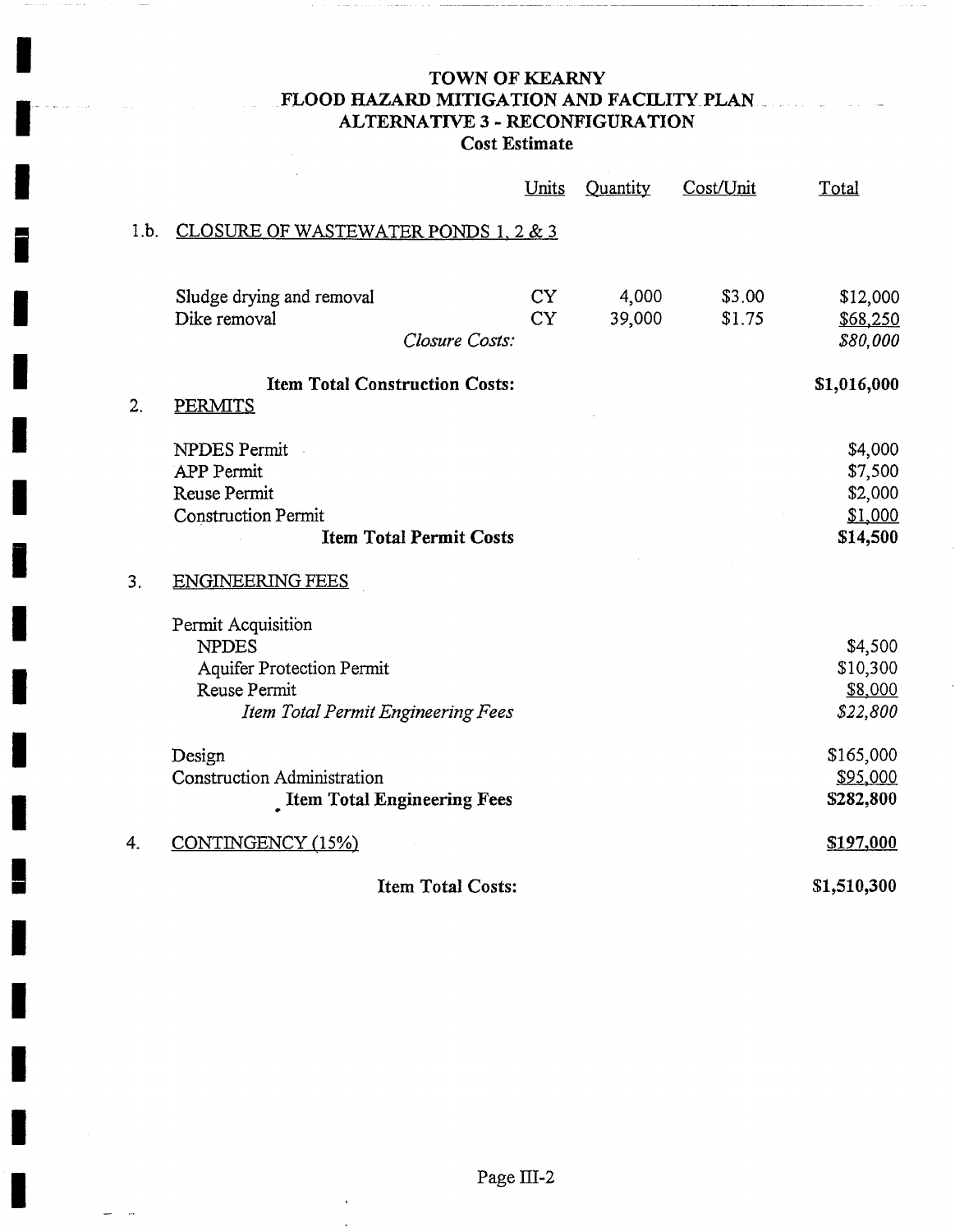**TOWN OF KEARNY**
**FLOOD HAZARD MITIGATION AND FACILITY PLAN**
**ALTERNATIVE 3 - RECONFIGURATION**
**Cost Estimate**

| | | Units | Quantity | Cost/Unit | Total |
|---|---|---|---|---|---|
| 1.b. | CLOSURE OF WASTEWATER PONDS 1, 2 & 3 | | | | |
| | Sludge drying and removal | CY | 4,000 | $3.00 | $12,000 |
| | Dike removal | CY | 39,000 | $1.75 | $68,250 |
| | *Closure Costs:* | | | | *$80,000* |
| | **Item Total Construction Costs:** | | | | **$1,016,000** |
| 2. | PERMITS | | | | |
| | NPDES Permit | | | | $4,000 |
| | APP Permit | | | | $7,500 |
| | Reuse Permit | | | | $2,000 |
| | Construction Permit | | | | $1,000 |
| | **Item Total Permit Costs** | | | | **$14,500** |
| 3. | ENGINEERING FEES | | | | |
| | Permit Acquisition | | | | |
| | NPDES | | | | $4,500 |
| | Aquifer Protection Permit | | | | $10,300 |
| | Reuse Permit | | | | $8,000 |
| | *Item Total Permit Engineering Fees* | | | | *$22,800* |
| | Design | | | | $165,000 |
| | Construction Administration | | | | $95,000 |
| | **Item Total Engineering Fees** | | | | **$282,800** |
| 4. | CONTINGENCY (15%) | | | | $197,000 |
| | **Item Total Costs:** | | | | **$1,510,300** |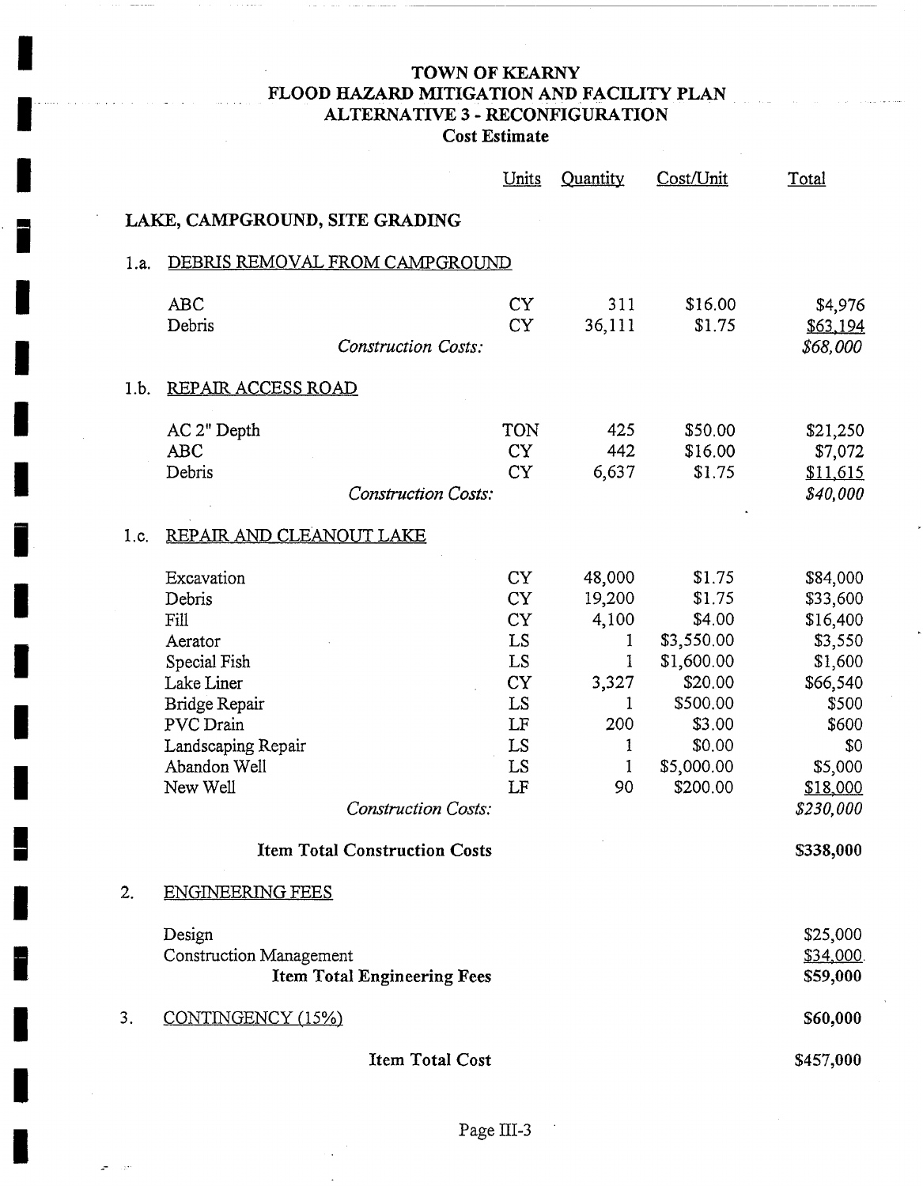# TOWN OF KEARNY
## FLOOD HAZARD MITIGATION AND FACILITY PLAN
## ALTERNATIVE 3 - RECONFIGURATION
### Cost Estimate

| | | Units | Quantity | Cost/Unit | Total |
|---|---|---|---|---|---|
| **LAKE, CAMPGROUND, SITE GRADING** | | | | | |
| 1.a. | DEBRIS REMOVAL FROM CAMPGROUND | | | | |
| | ABC | CY | 311 | $16.00 | $4,976 |
| | Debris | CY | 36,111 | $1.75 | $63,194 |
| | *Construction Costs:* | | | | *$68,000* |
| 1.b. | REPAIR ACCESS ROAD | | | | |
| | AC 2" Depth | TON | 425 | $50.00 | $21,250 |
| | ABC | CY | 442 | $16.00 | $7,072 |
| | Debris | CY | 6,637 | $1.75 | $11,615 |
| | *Construction Costs:* | | | | *$40,000* |
| 1.c. | REPAIR AND CLEANOUT LAKE | | | | |
| | Excavation | CY | 48,000 | $1.75 | $84,000 |
| | Debris | CY | 19,200 | $1.75 | $33,600 |
| | Fill | CY | 4,100 | $4.00 | $16,400 |
| | Aerator | LS | 1 | $3,550.00 | $3,550 |
| | Special Fish | LS | 1 | $1,600.00 | $1,600 |
| | Lake Liner | CY | 3,327 | $20.00 | $66,540 |
| | Bridge Repair | LS | 1 | $500.00 | $500 |
| | PVC Drain | LF | 200 | $3.00 | $600 |
| | Landscaping Repair | LS | 1 | $0.00 | $0 |
| | Abandon Well | LS | 1 | $5,000.00 | $5,000 |
| | New Well | LF | 90 | $200.00 | $18,000 |
| | *Construction Costs:* | | | | *$230,000* |
| | **Item Total Construction Costs** | | | | **$338,000** |
| 2. | ENGINEERING FEES | | | | |
| | Design | | | | $25,000 |
| | Construction Management | | | | $34,000 |
| | **Item Total Engineering Fees** | | | | **$59,000** |
| 3. | CONTINGENCY (15%) | | | | **$60,000** |
| | **Item Total Cost** | | | | **$457,000** |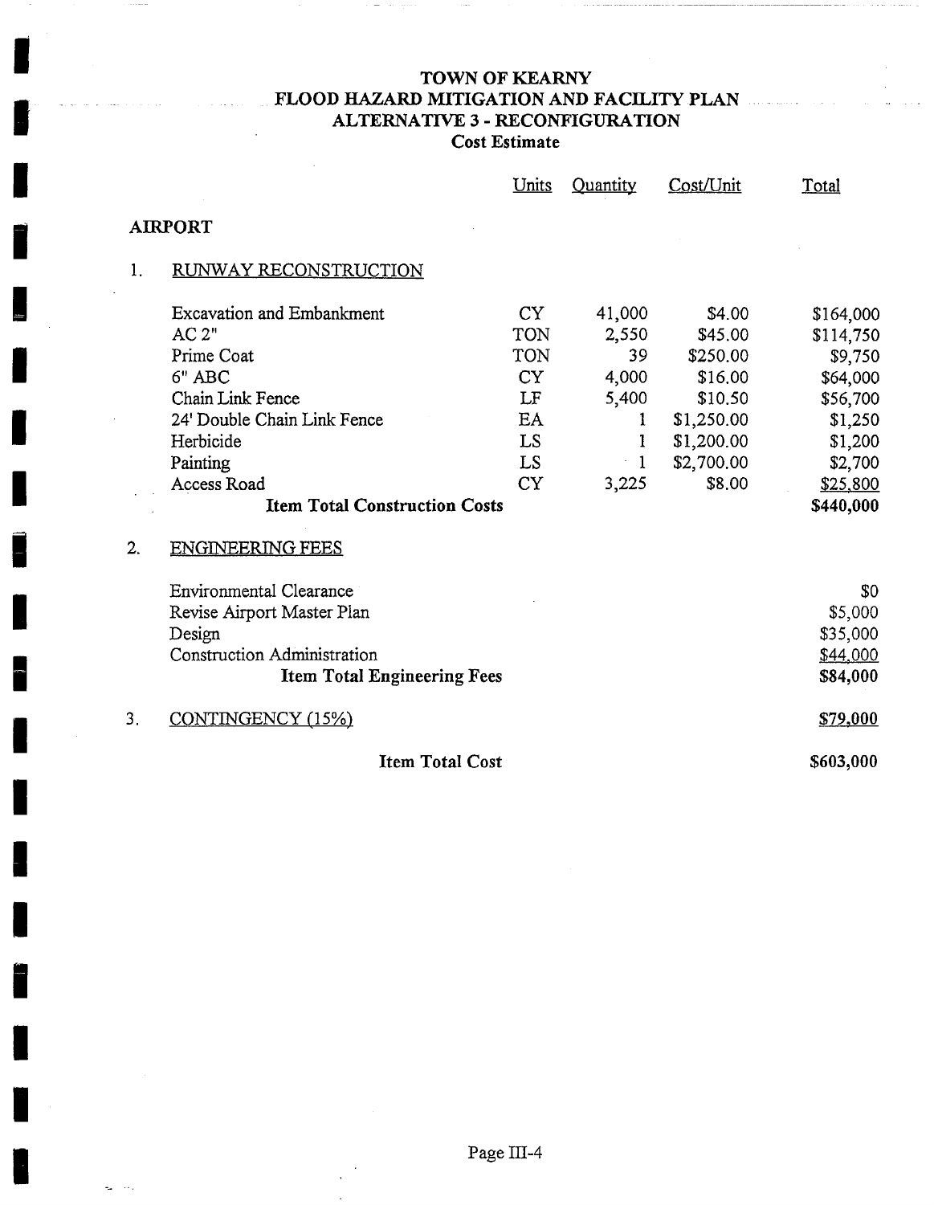# TOWN OF KEARNY
## FLOOD HAZARD MITIGATION AND FACILITY PLAN
## ALTERNATIVE 3 - RECONFIGURATION
### Cost Estimate

| | Units | Quantity | Cost/Unit | Total |
|---|---|---|---|---|
| **AIRPORT** | | | | |
| 1. RUNWAY RECONSTRUCTION | | | | |
| Excavation and Embankment | CY | 41,000 | $4.00 | $164,000 |
| AC 2" | TON | 2,550 | $45.00 | $114,750 |
| Prime Coat | TON | 39 | $250.00 | $9,750 |
| 6" ABC | CY | 4,000 | $16.00 | $64,000 |
| Chain Link Fence | LF | 5,400 | $10.50 | $56,700 |
| 24' Double Chain Link Fence | EA | 1 | $1,250.00 | $1,250 |
| Herbicide | LS | 1 | $1,200.00 | $1,200 |
| Painting | LS | 1 | $2,700.00 | $2,700 |
| Access Road | CY | 3,225 | $8.00 | $25,800 |
| **Item Total Construction Costs** | | | | **$440,000** |
| 2. ENGINEERING FEES | | | | |
| Environmental Clearance | | | | $0 |
| Revise Airport Master Plan | | | | $5,000 |
| Design | | | | $35,000 |
| Construction Administration | | | | $44,000 |
| **Item Total Engineering Fees** | | | | **$84,000** |
| 3. CONTINGENCY (15%) | | | | **$79,000** |
| **Item Total Cost** | | | | **$603,000** |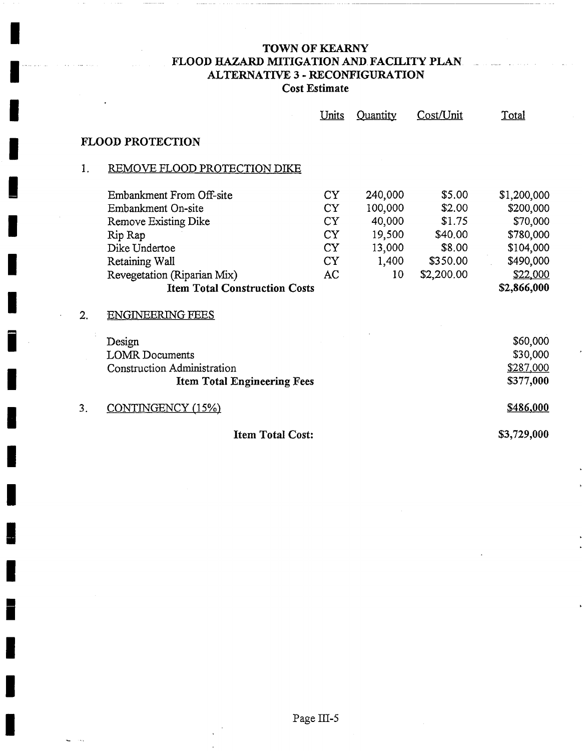# TOWN OF KEARNY
## FLOOD HAZARD MITIGATION AND FACILITY PLAN
## ALTERNATIVE 3 - RECONFIGURATION
### Cost Estimate

| | Units | Quantity | Cost/Unit | Total |
|---|---|---|---|---|
| **FLOOD PROTECTION** | | | | |
| 1. REMOVE FLOOD PROTECTION DIKE | | | | |
| Embankment From Off-site | CY | 240,000 | $5.00 | $1,200,000 |
| Embankment On-site | CY | 100,000 | $2.00 | $200,000 |
| Remove Existing Dike | CY | 40,000 | $1.75 | $70,000 |
| Rip Rap | CY | 19,500 | $40.00 | $780,000 |
| Dike Undertoe | CY | 13,000 | $8.00 | $104,000 |
| Retaining Wall | CY | 1,400 | $350.00 | $490,000 |
| Revegetation (Riparian Mix) | AC | 10 | $2,200.00 | $22,000 |
| **Item Total Construction Costs** | | | | **$2,866,000** |
| 2. ENGINEERING FEES | | | | |
| Design | | | | $60,000 |
| LOMR Documents | | | | $30,000 |
| Construction Administration | | | | $287,000 |
| **Item Total Engineering Fees** | | | | **$377,000** |
| 3. CONTINGENCY (15%) | | | | **$486,000** |
| **Item Total Cost:** | | | | **$3,729,000** |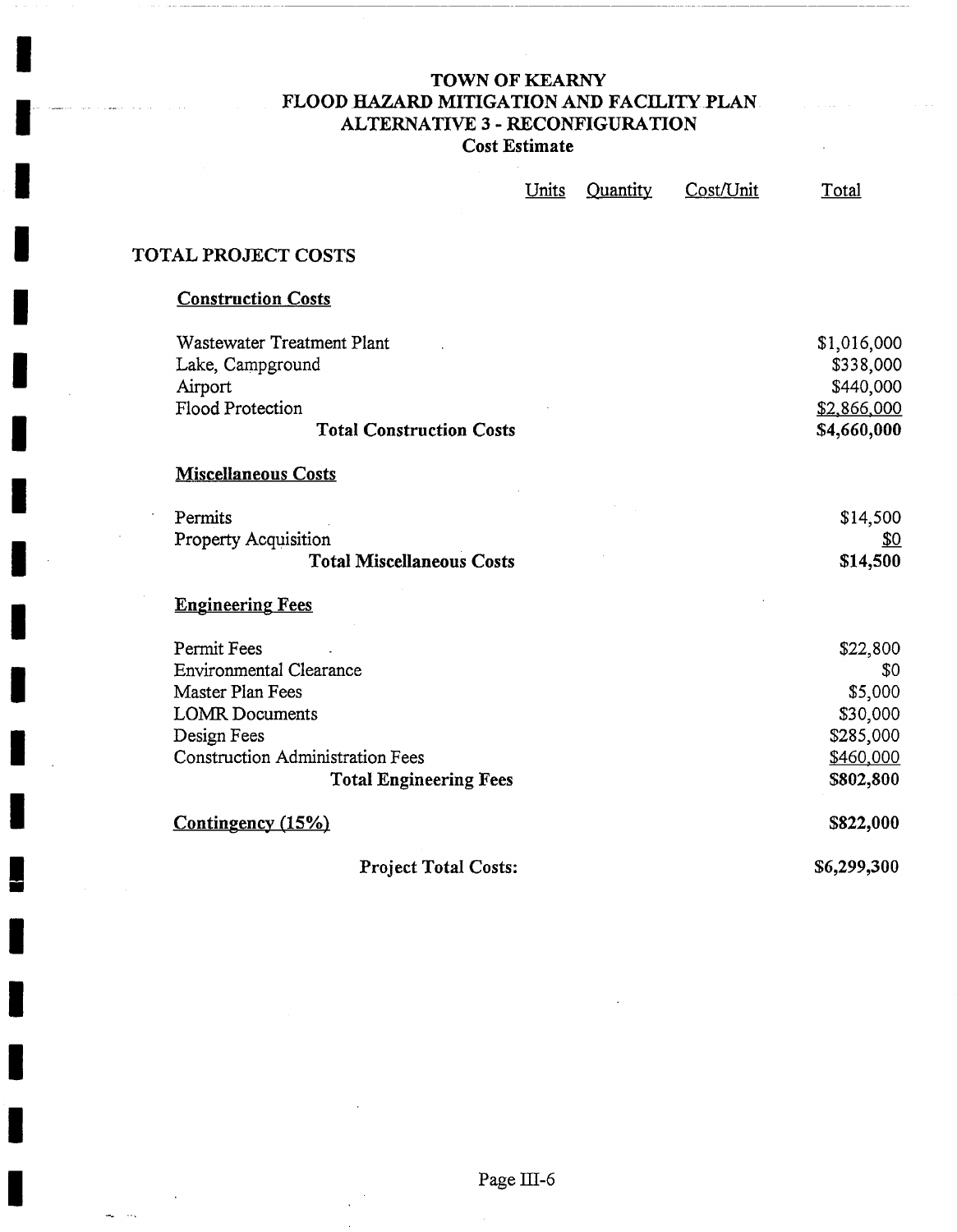# TOWN OF KEARNY
## FLOOD HAZARD MITIGATION AND FACILITY PLAN
## ALTERNATIVE 3 - RECONFIGURATION
### Cost Estimate

| | Units | Quantity | Cost/Unit | Total |
|---|---|---|---|---|
| **TOTAL PROJECT COSTS** | | | | |
| **Construction Costs** | | | | |
| Wastewater Treatment Plant | | | | $1,016,000 |
| Lake, Campground | | | | $338,000 |
| Airport | | | | $440,000 |
| Flood Protection | | | | $2,866,000 |
| **Total Construction Costs** | | | | **$4,660,000** |
| **Miscellaneous Costs** | | | | |
| Permits | | | | $14,500 |
| Property Acquisition | | | | $0 |
| **Total Miscellaneous Costs** | | | | **$14,500** |
| **Engineering Fees** | | | | |
| Permit Fees | | | | $22,800 |
| Environmental Clearance | | | | $0 |
| Master Plan Fees | | | | $5,000 |
| LOMR Documents | | | | $30,000 |
| Design Fees | | | | $285,000 |
| Construction Administration Fees | | | | $460,000 |
| **Total Engineering Fees** | | | | **$802,800** |
| **Contingency (15%)** | | | | **$822,000** |
| **Project Total Costs:** | | | | **$6,299,300** |